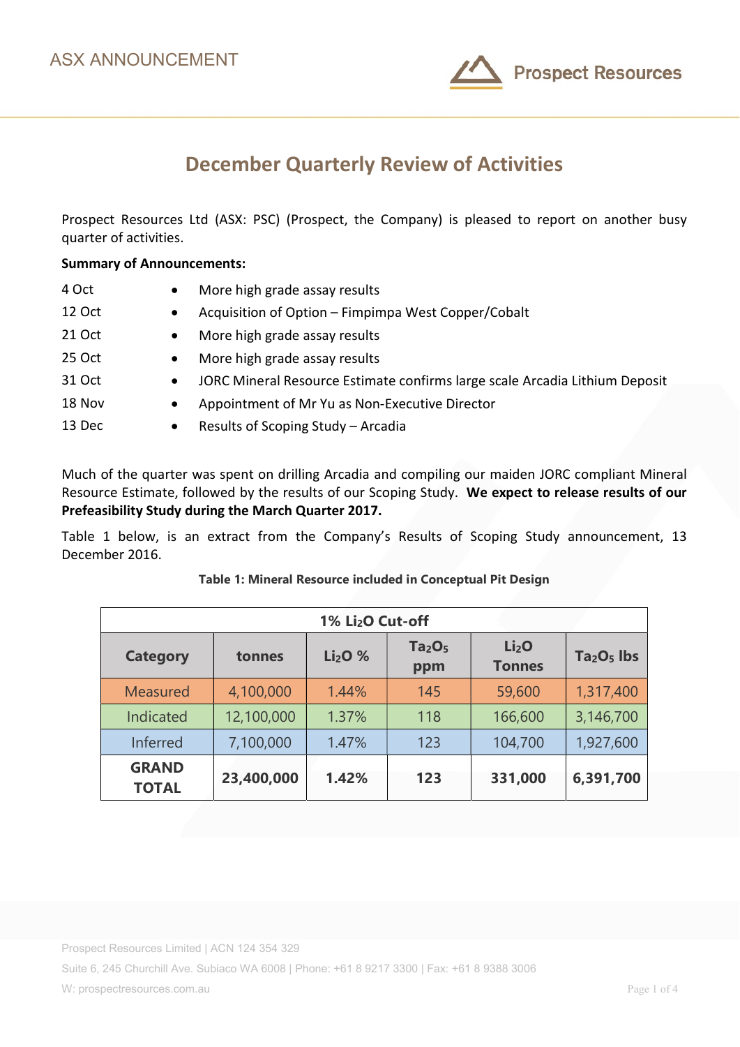ASX ANNOUNCEMENT

Prospect Resources

# December Quarterly Review of Activities

Prospect Resources Ltd (ASX: PSC) (Prospect, the Company) is pleased to report on another busy quarter of activities.

**Summary of Announcements:**

| | |
|---|---|
| 4 Oct | • More high grade assay results |
| 12 Oct | • Acquisition of Option – Fimpimpa West Copper/Cobalt |
| 21 Oct | • More high grade assay results |
| 25 Oct | • More high grade assay results |
| 31 Oct | • JORC Mineral Resource Estimate confirms large scale Arcadia Lithium Deposit |
| 18 Nov | • Appointment of Mr Yu as Non-Executive Director |
| 13 Dec | • Results of Scoping Study – Arcadia |

Much of the quarter was spent on drilling Arcadia and compiling our maiden JORC compliant Mineral Resource Estimate, followed by the results of our Scoping Study. **We expect to release results of our Prefeasibility Study during the March Quarter 2017.**

Table 1 below, is an extract from the Company's Results of Scoping Study announcement, 13 December 2016.

**Table 1: Mineral Resource included in Conceptual Pit Design**

| 1% $Li_2O$ Cut-off | | | | | |
|---|---|---|---|---|---|
| **Category** | **tonnes** | **$Li_2O$ %** | **$Ta_2O_5$ ppm** | **$Li_2O$ Tonnes** | **$Ta_2O_5$ lbs** |
| Measured | 4,100,000 | 1.44% | 145 | 59,600 | 1,317,400 |
| Indicated | 12,100,000 | 1.37% | 118 | 166,600 | 3,146,700 |
| Inferred | 7,100,000 | 1.47% | 123 | 104,700 | 1,927,600 |
| **GRAND TOTAL** | **23,400,000** | **1.42%** | **123** | **331,000** | **6,391,700** |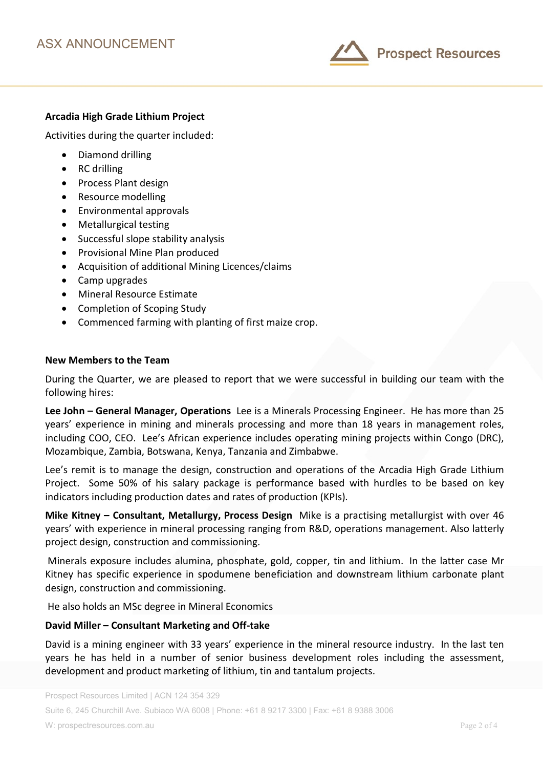**Arcadia High Grade Lithium Project**

Activities during the quarter included:

- Diamond drilling
- RC drilling
- Process Plant design
- Resource modelling
- Environmental approvals
- Metallurgical testing
- Successful slope stability analysis
- Provisional Mine Plan produced
- Acquisition of additional Mining Licences/claims
- Camp upgrades
- Mineral Resource Estimate
- Completion of Scoping Study
- Commenced farming with planting of first maize crop.

**New Members to the Team**

During the Quarter, we are pleased to report that we were successful in building our team with the following hires:

**Lee John – General Manager, Operations** Lee is a Minerals Processing Engineer. He has more than 25 years' experience in mining and minerals processing and more than 18 years in management roles, including COO, CEO. Lee's African experience includes operating mining projects within Congo (DRC), Mozambique, Zambia, Botswana, Kenya, Tanzania and Zimbabwe.

Lee's remit is to manage the design, construction and operations of the Arcadia High Grade Lithium Project. Some 50% of his salary package is performance based with hurdles to be based on key indicators including production dates and rates of production (KPIs).

**Mike Kitney – Consultant, Metallurgy, Process Design** Mike is a practising metallurgist with over 46 years' with experience in mineral processing ranging from R&D, operations management. Also latterly project design, construction and commissioning.

Minerals exposure includes alumina, phosphate, gold, copper, tin and lithium. In the latter case Mr Kitney has specific experience in spodumene beneficiation and downstream lithium carbonate plant design, construction and commissioning.

He also holds an MSc degree in Mineral Economics

**David Miller – Consultant Marketing and Off-take**

David is a mining engineer with 33 years' experience in the mineral resource industry. In the last ten years he has held in a number of senior business development roles including the assessment, development and product marketing of lithium, tin and tantalum projects.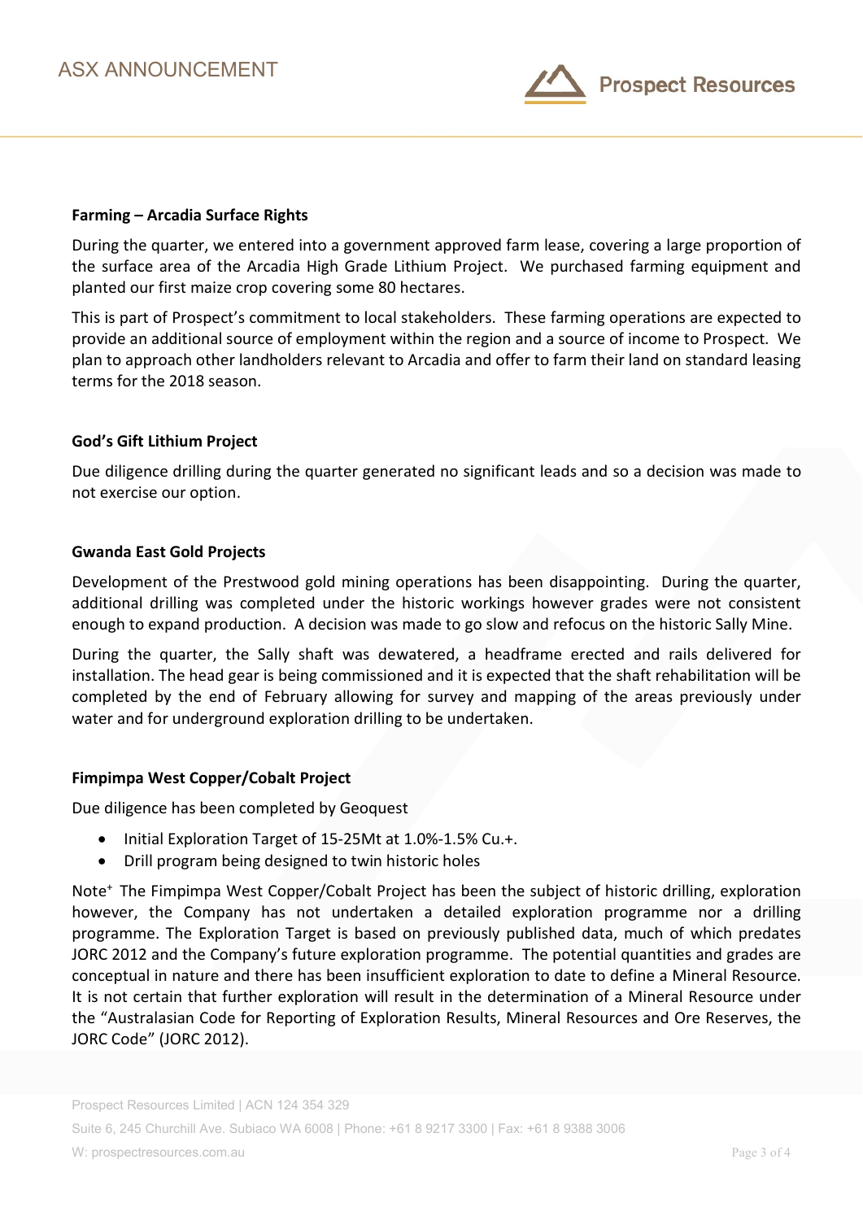### Farming – Arcadia Surface Rights

During the quarter, we entered into a government approved farm lease, covering a large proportion of the surface area of the Arcadia High Grade Lithium Project. We purchased farming equipment and planted our first maize crop covering some 80 hectares.

This is part of Prospect's commitment to local stakeholders. These farming operations are expected to provide an additional source of employment within the region and a source of income to Prospect. We plan to approach other landholders relevant to Arcadia and offer to farm their land on standard leasing terms for the 2018 season.

### God's Gift Lithium Project

Due diligence drilling during the quarter generated no significant leads and so a decision was made to not exercise our option.

### Gwanda East Gold Projects

Development of the Prestwood gold mining operations has been disappointing. During the quarter, additional drilling was completed under the historic workings however grades were not consistent enough to expand production. A decision was made to go slow and refocus on the historic Sally Mine.

During the quarter, the Sally shaft was dewatered, a headframe erected and rails delivered for installation. The head gear is being commissioned and it is expected that the shaft rehabilitation will be completed by the end of February allowing for survey and mapping of the areas previously under water and for underground exploration drilling to be undertaken.

### Fimpimpa West Copper/Cobalt Project

Due diligence has been completed by Geoquest

- Initial Exploration Target of 15-25Mt at 1.0%-1.5% Cu.+.
- Drill program being designed to twin historic holes

Note+ The Fimpimpa West Copper/Cobalt Project has been the subject of historic drilling, exploration however, the Company has not undertaken a detailed exploration programme nor a drilling programme. The Exploration Target is based on previously published data, much of which predates JORC 2012 and the Company's future exploration programme. The potential quantities and grades are conceptual in nature and there has been insufficient exploration to date to define a Mineral Resource. It is not certain that further exploration will result in the determination of a Mineral Resource under the "Australasian Code for Reporting of Exploration Results, Mineral Resources and Ore Reserves, the JORC Code" (JORC 2012).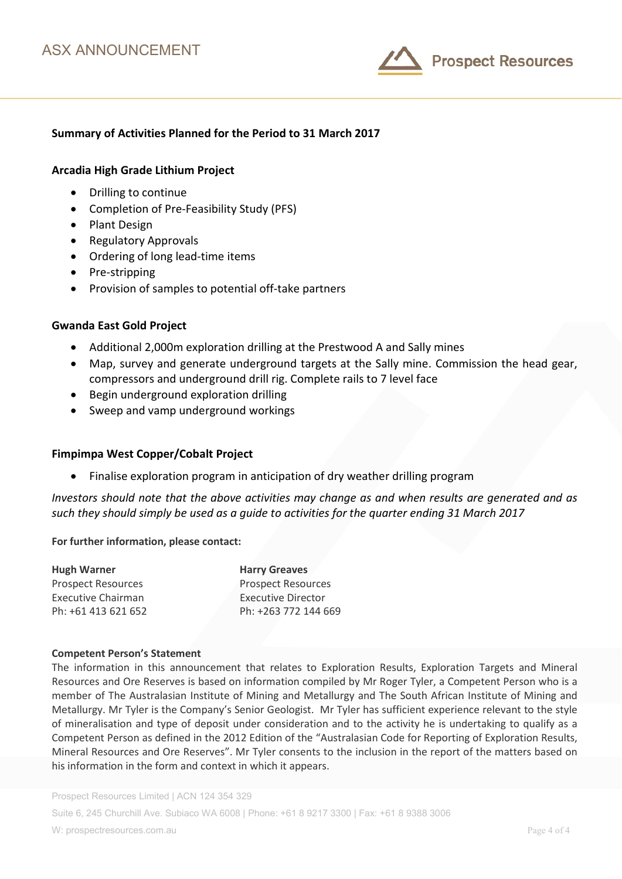**Summary of Activities Planned for the Period to 31 March 2017**

**Arcadia High Grade Lithium Project**

- Drilling to continue
- Completion of Pre-Feasibility Study (PFS)
- Plant Design
- Regulatory Approvals
- Ordering of long lead-time items
- Pre-stripping
- Provision of samples to potential off-take partners

**Gwanda East Gold Project**

- Additional 2,000m exploration drilling at the Prestwood A and Sally mines
- Map, survey and generate underground targets at the Sally mine. Commission the head gear, compressors and underground drill rig. Complete rails to 7 level face
- Begin underground exploration drilling
- Sweep and vamp underground workings

**Fimpimpa West Copper/Cobalt Project**

- Finalise exploration program in anticipation of dry weather drilling program

*Investors should note that the above activities may change as and when results are generated and as such they should simply be used as a guide to activities for the quarter ending 31 March 2017*

**For further information, please contact:**

**Hugh Warner**
Prospect Resources
Executive Chairman
Ph: +61 413 621 652

**Harry Greaves**
Prospect Resources
Executive Director
Ph: +263 772 144 669

**Competent Person's Statement**

The information in this announcement that relates to Exploration Results, Exploration Targets and Mineral Resources and Ore Reserves is based on information compiled by Mr Roger Tyler, a Competent Person who is a member of The Australasian Institute of Mining and Metallurgy and The South African Institute of Mining and Metallurgy. Mr Tyler is the Company's Senior Geologist. Mr Tyler has sufficient experience relevant to the style of mineralisation and type of deposit under consideration and to the activity he is undertaking to qualify as a Competent Person as defined in the 2012 Edition of the "Australasian Code for Reporting of Exploration Results, Mineral Resources and Ore Reserves". Mr Tyler consents to the inclusion in the report of the matters based on his information in the form and context in which it appears.